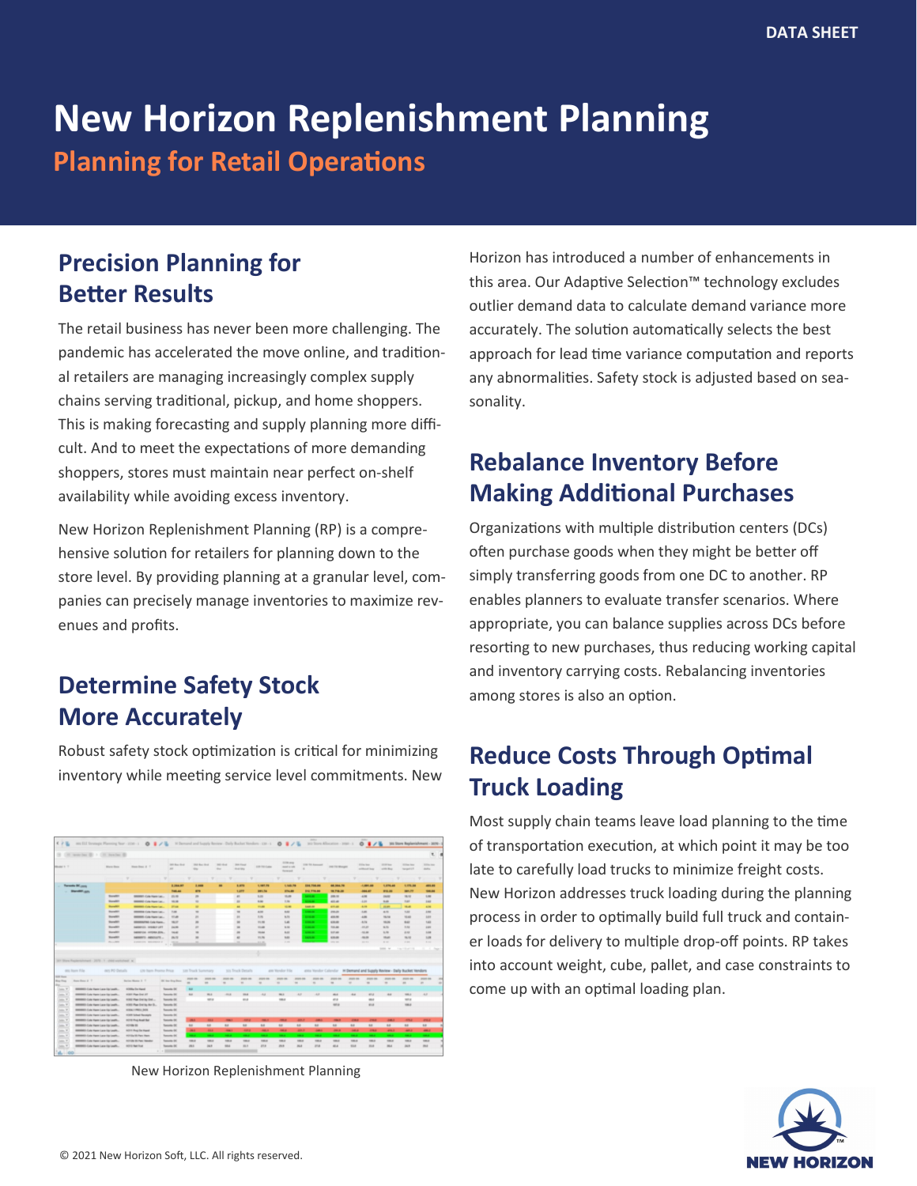DATA SHEET

# New Horizon Replenishment Planning

## Planning for Retail Operations

## Precision Planning for Better Results

The retail business has never been more challenging. The pandemic has accelerated the move online, and traditional retailers are managing increasingly complex supply chains serving traditional, pickup, and home shoppers. This is making forecasting and supply planning more difficult. And to meet the expectations of more demanding shoppers, stores must maintain near perfect on-shelf availability while avoiding excess inventory.

New Horizon Replenishment Planning (RP) is a comprehensive solution for retailers for planning down to the store level. By providing planning at a granular level, companies can precisely manage inventories to maximize revenues and profits.

## Determine Safety Stock More Accurately

Robust safety stock optimization is critical for minimizing inventory while meeting service level commitments. New Horizon has introduced a number of enhancements in this area. Our Adaptive Selection™ technology excludes outlier demand data to calculate demand variance more accurately. The solution automatically selects the best approach for lead time variance computation and reports any abnormalities. Safety stock is adjusted based on seasonality.

New Horizon Replenishment Planning

## Rebalance Inventory Before Making Additional Purchases

Organizations with multiple distribution centers (DCs) often purchase goods when they might be better off simply transferring goods from one DC to another. RP enables planners to evaluate transfer scenarios. Where appropriate, you can balance supplies across DCs before resorting to new purchases, thus reducing working capital and inventory carrying costs. Rebalancing inventories among stores is also an option.

## Reduce Costs Through Optimal Truck Loading

Most supply chain teams leave load planning to the time of transportation execution, at which point it may be too late to carefully load trucks to minimize freight costs. New Horizon addresses truck loading during the planning process in order to optimally build full truck and container loads for delivery to multiple drop-off points. RP takes into account weight, cube, pallet, and case constraints to come up with an optimal loading plan.

© 2021 New Horizon Soft, LLC. All rights reserved.

NEW HORIZON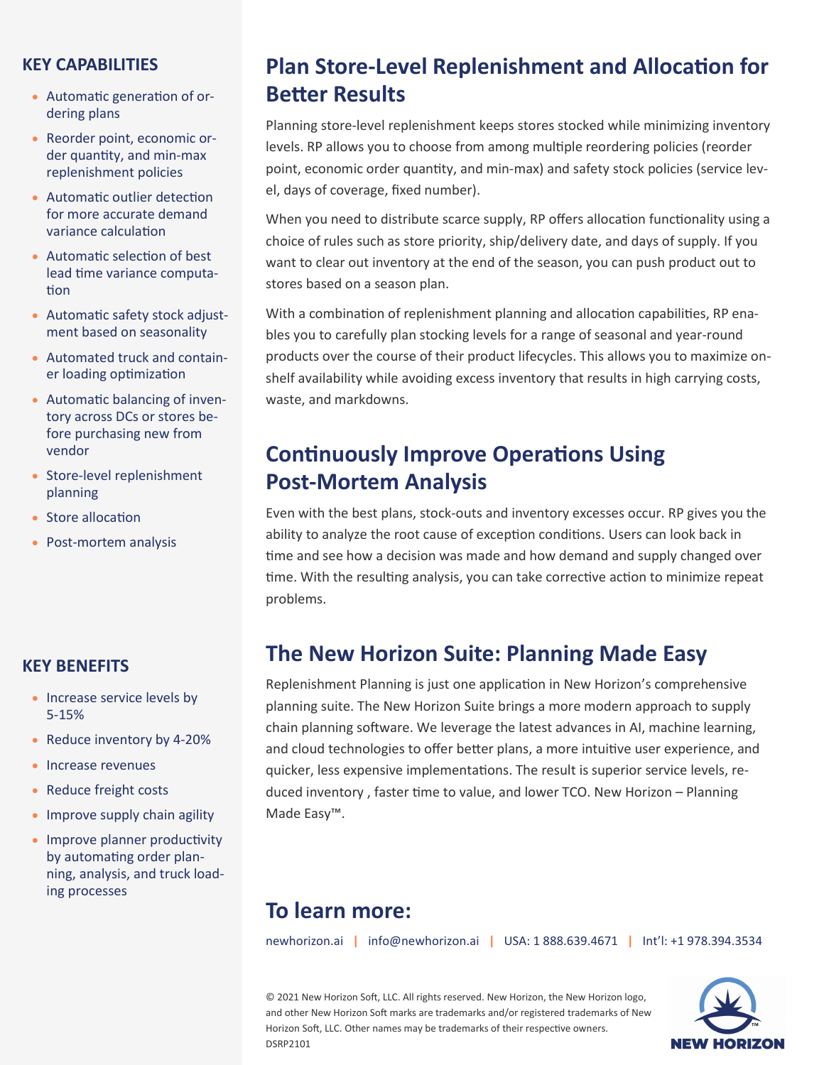## KEY CAPABILITIES

- Automatic generation of ordering plans
- Reorder point, economic order quantity, and min-max replenishment policies
- Automatic outlier detection for more accurate demand variance calculation
- Automatic selection of best lead time variance computation
- Automatic safety stock adjustment based on seasonality
- Automated truck and container loading optimization
- Automatic balancing of inventory across DCs or stores before purchasing new from vendor
- Store-level replenishment planning
- Store allocation
- Post-mortem analysis

## KEY BENEFITS

- Increase service levels by 5-15%
- Reduce inventory by 4-20%
- Increase revenues
- Reduce freight costs
- Improve supply chain agility
- Improve planner productivity by automating order planning, analysis, and truck loading processes

## Plan Store-Level Replenishment and Allocation for Better Results

Planning store-level replenishment keeps stores stocked while minimizing inventory levels. RP allows you to choose from among multiple reordering policies (reorder point, economic order quantity, and min-max) and safety stock policies (service level, days of coverage, fixed number).

When you need to distribute scarce supply, RP offers allocation functionality using a choice of rules such as store priority, ship/delivery date, and days of supply. If you want to clear out inventory at the end of the season, you can push product out to stores based on a season plan.

With a combination of replenishment planning and allocation capabilities, RP enables you to carefully plan stocking levels for a range of seasonal and year-round products over the course of their product lifecycles. This allows you to maximize on-shelf availability while avoiding excess inventory that results in high carrying costs, waste, and markdowns.

## Continuously Improve Operations Using Post-Mortem Analysis

Even with the best plans, stock-outs and inventory excesses occur. RP gives you the ability to analyze the root cause of exception conditions. Users can look back in time and see how a decision was made and how demand and supply changed over time. With the resulting analysis, you can take corrective action to minimize repeat problems.

## The New Horizon Suite: Planning Made Easy

Replenishment Planning is just one application in New Horizon's comprehensive planning suite. The New Horizon Suite brings a more modern approach to supply chain planning software. We leverage the latest advances in AI, machine learning, and cloud technologies to offer better plans, a more intuitive user experience, and quicker, less expensive implementations. The result is superior service levels, reduced inventory , faster time to value, and lower TCO. New Horizon – Planning Made Easy™.

## To learn more:

newhorizon.ai | info@newhorizon.ai | USA: 1 888.639.4671 | Int'l: +1 978.394.3534

© 2021 New Horizon Soft, LLC. All rights reserved. New Horizon, the New Horizon logo, and other New Horizon Soft marks are trademarks and/or registered trademarks of New Horizon Soft, LLC. Other names may be trademarks of their respective owners.
DSRP2101

NEW HORIZON